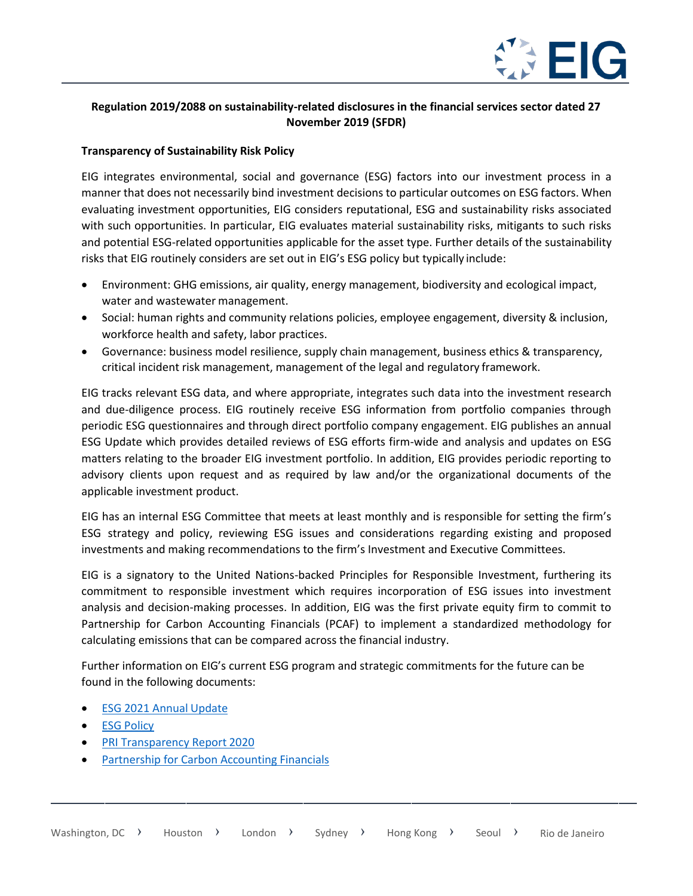**Regulation 2019/2088 on sustainability-related disclosures in the financial services sector dated 27 November 2019 (SFDR)**

**Transparency of Sustainability Risk Policy**

EIG integrates environmental, social and governance (ESG) factors into our investment process in a manner that does not necessarily bind investment decisions to particular outcomes on ESG factors. When evaluating investment opportunities, EIG considers reputational, ESG and sustainability risks associated with such opportunities. In particular, EIG evaluates material sustainability risks, mitigants to such risks and potential ESG-related opportunities applicable for the asset type. Further details of the sustainability risks that EIG routinely considers are set out in EIG's ESG policy but typically include:

- Environment: GHG emissions, air quality, energy management, biodiversity and ecological impact, water and wastewater management.
- Social: human rights and community relations policies, employee engagement, diversity & inclusion, workforce health and safety, labor practices.
- Governance: business model resilience, supply chain management, business ethics & transparency, critical incident risk management, management of the legal and regulatory framework.

EIG tracks relevant ESG data, and where appropriate, integrates such data into the investment research and due-diligence process. EIG routinely receive ESG information from portfolio companies through periodic ESG questionnaires and through direct portfolio company engagement. EIG publishes an annual ESG Update which provides detailed reviews of ESG efforts firm-wide and analysis and updates on ESG matters relating to the broader EIG investment portfolio. In addition, EIG provides periodic reporting to advisory clients upon request and as required by law and/or the organizational documents of the applicable investment product.

EIG has an internal ESG Committee that meets at least monthly and is responsible for setting the firm's ESG strategy and policy, reviewing ESG issues and considerations regarding existing and proposed investments and making recommendations to the firm's Investment and Executive Committees.

EIG is a signatory to the United Nations-backed Principles for Responsible Investment, furthering its commitment to responsible investment which requires incorporation of ESG issues into investment analysis and decision-making processes. In addition, EIG was the first private equity firm to commit to Partnership for Carbon Accounting Financials (PCAF) to implement a standardized methodology for calculating emissions that can be compared across the financial industry.

Further information on EIG's current ESG program and strategic commitments for the future can be found in the following documents:

- ESG 2021 Annual Update
- ESG Policy
- PRI Transparency Report 2020
- Partnership for Carbon Accounting Financials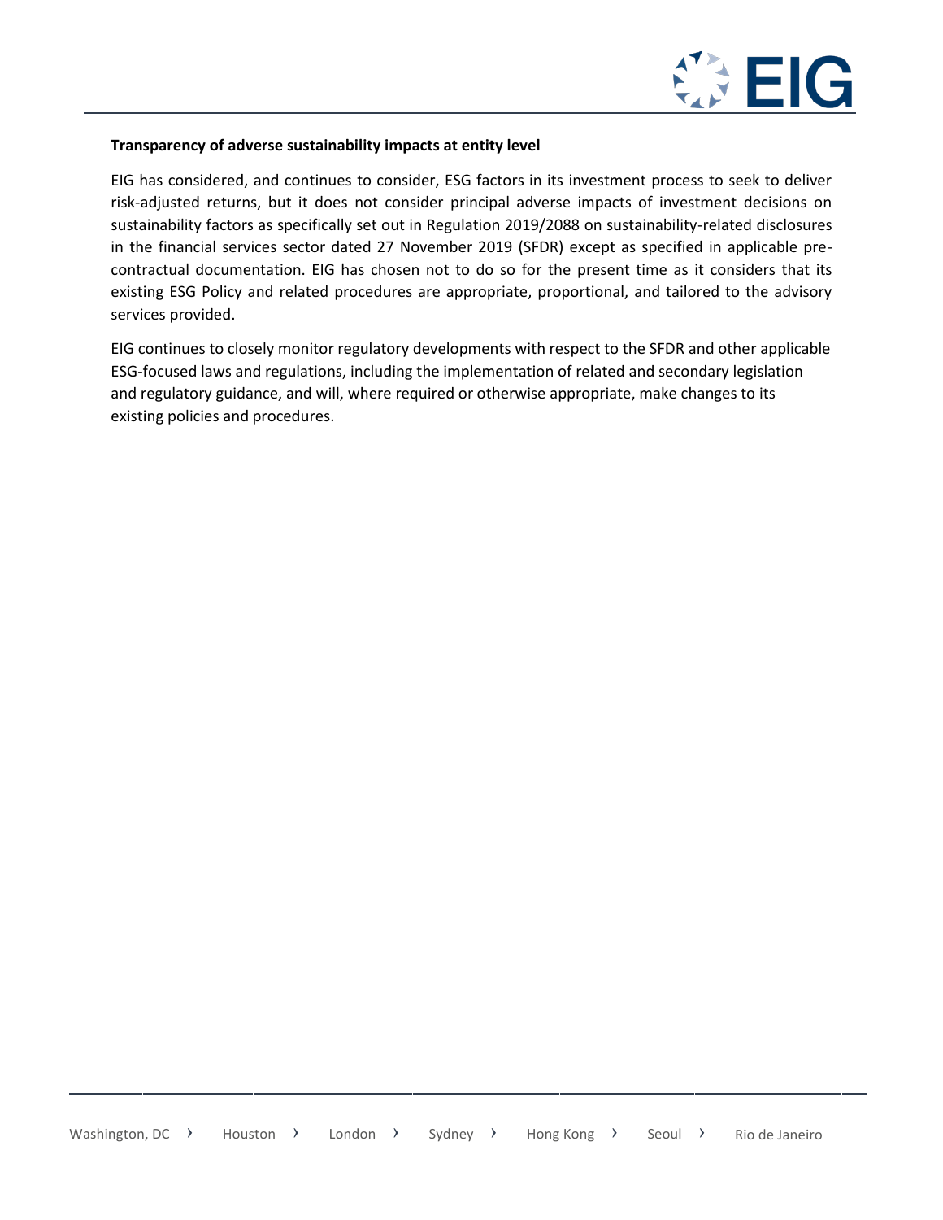**Transparency of adverse sustainability impacts at entity level**

EIG has considered, and continues to consider, ESG factors in its investment process to seek to deliver risk-adjusted returns, but it does not consider principal adverse impacts of investment decisions on sustainability factors as specifically set out in Regulation 2019/2088 on sustainability-related disclosures in the financial services sector dated 27 November 2019 (SFDR) except as specified in applicable pre-contractual documentation. EIG has chosen not to do so for the present time as it considers that its existing ESG Policy and related procedures are appropriate, proportional, and tailored to the advisory services provided.

EIG continues to closely monitor regulatory developments with respect to the SFDR and other applicable ESG-focused laws and regulations, including the implementation of related and secondary legislation and regulatory guidance, and will, where required or otherwise appropriate, make changes to its existing policies and procedures.